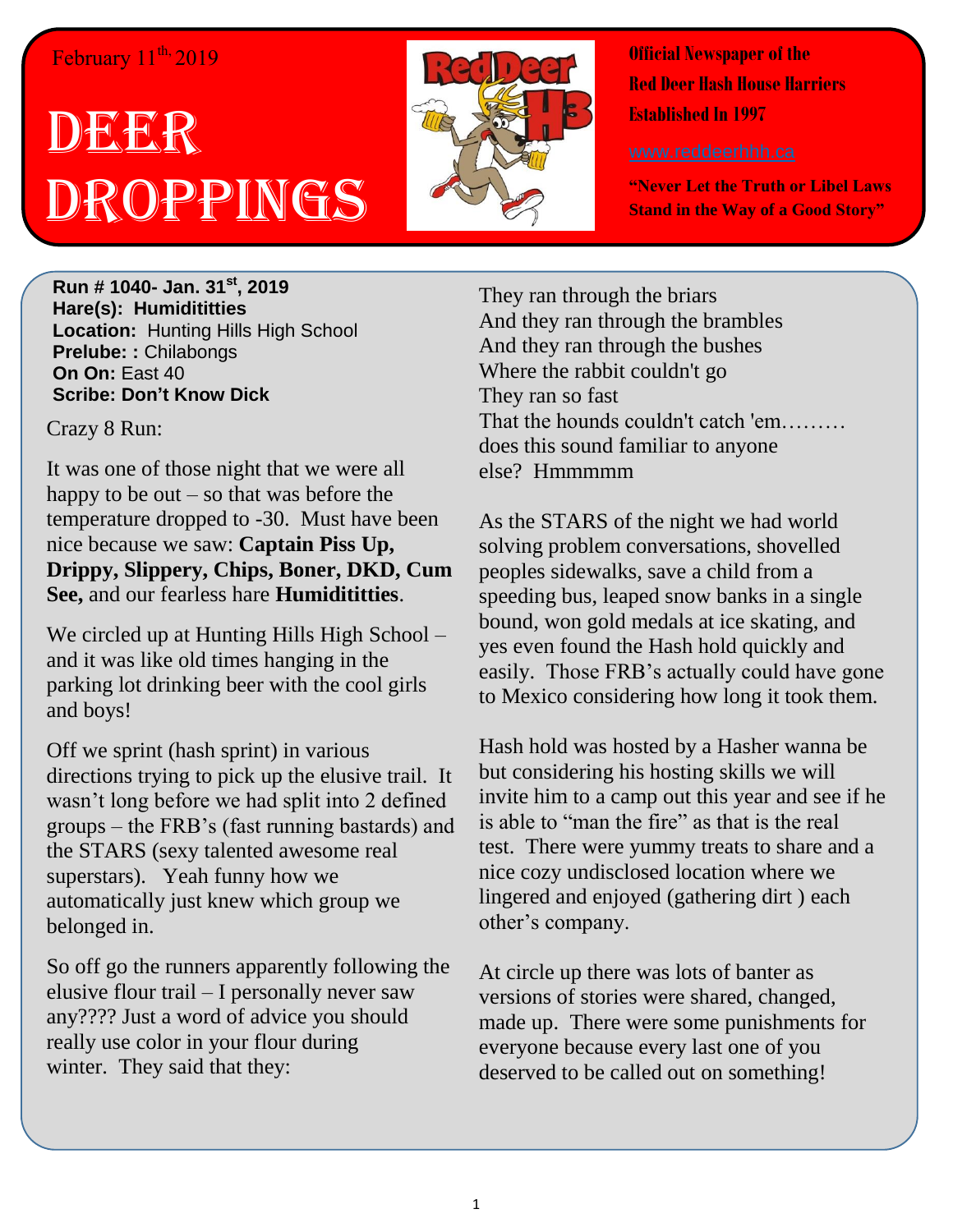February 11th, 2019

# Deer Droppings

**Official Newspaper of the Red Deer Hash House Harriers**
**Established In 1997**

www.reddeerhhh.ca

**"Never Let the Truth or Libel Laws Stand in the Way of a Good Story"**

**Run # 1040- Jan. 31st, 2019**
**Hare(s): Humidititties**
**Location:** Hunting Hills High School
**Prelube: :** Chilabongs
**On On:** East 40
**Scribe: Don't Know Dick**

Crazy 8 Run:

It was one of those night that we were all happy to be out – so that was before the temperature dropped to -30. Must have been nice because we saw: **Captain Piss Up, Drippy, Slippery, Chips, Boner, DKD, Cum See,** and our fearless hare **Humidititties**.

We circled up at Hunting Hills High School – and it was like old times hanging in the parking lot drinking beer with the cool girls and boys!

Off we sprint (hash sprint) in various directions trying to pick up the elusive trail. It wasn't long before we had split into 2 defined groups – the FRB's (fast running bastards) and the STARS (sexy talented awesome real superstars). Yeah funny how we automatically just knew which group we belonged in.

So off go the runners apparently following the elusive flour trail – I personally never saw any???? Just a word of advice you should really use color in your flour during winter. They said that they:

They ran through the briars
And they ran through the brambles
And they ran through the bushes
Where the rabbit couldn't go
They ran so fast
That the hounds couldn't catch 'em……… does this sound familiar to anyone else? Hmmmmm

As the STARS of the night we had world solving problem conversations, shovelled peoples sidewalks, save a child from a speeding bus, leaped snow banks in a single bound, won gold medals at ice skating, and yes even found the Hash hold quickly and easily. Those FRB's actually could have gone to Mexico considering how long it took them.

Hash hold was hosted by a Hasher wanna be but considering his hosting skills we will invite him to a camp out this year and see if he is able to "man the fire" as that is the real test. There were yummy treats to share and a nice cozy undisclosed location where we lingered and enjoyed (gathering dirt ) each other's company.

At circle up there was lots of banter as versions of stories were shared, changed, made up. There were some punishments for everyone because every last one of you deserved to be called out on something!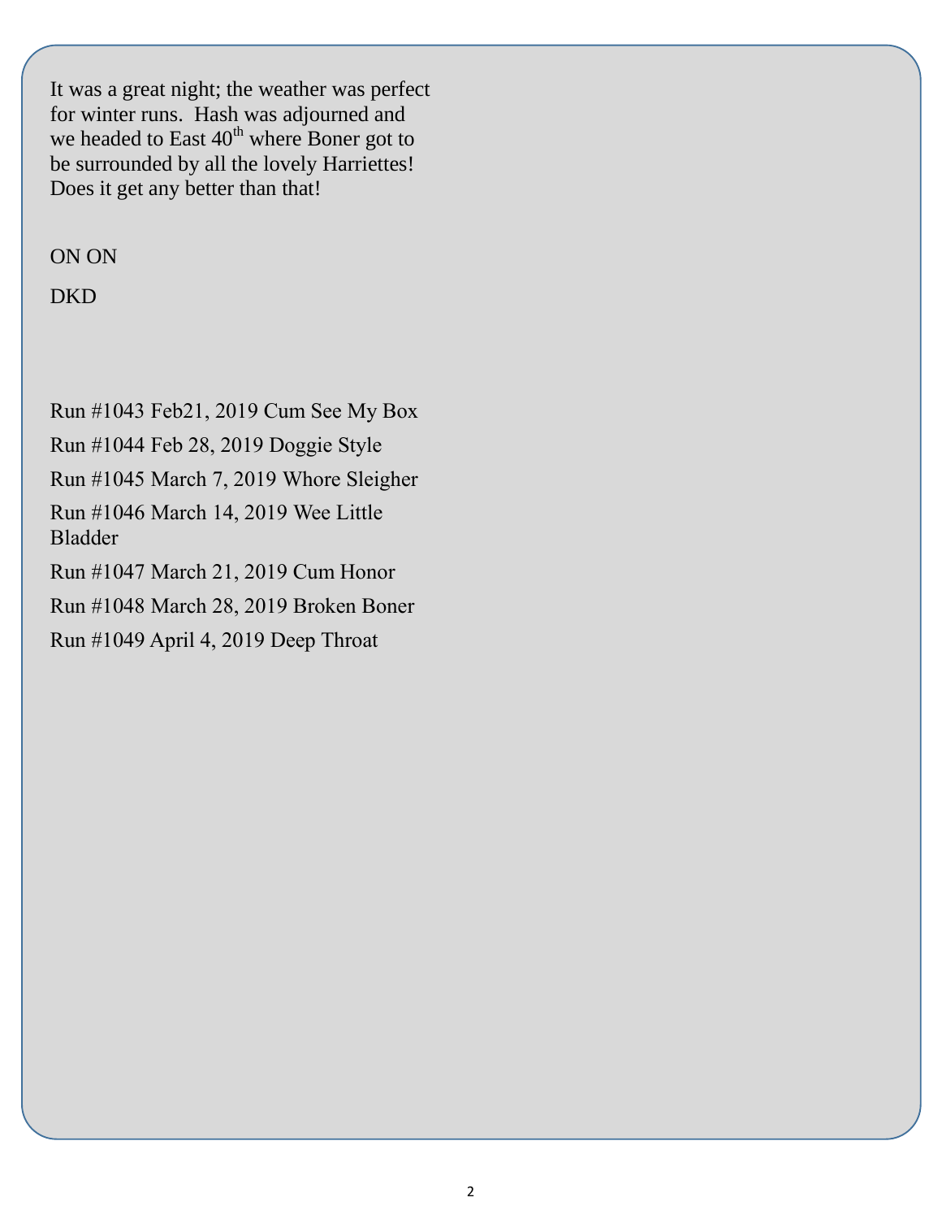It was a great night; the weather was perfect for winter runs. Hash was adjourned and we headed to East 40th where Boner got to be surrounded by all the lovely Harriettes! Does it get any better than that!

ON ON

DKD

Run #1043 Feb21, 2019 Cum See My Box

Run #1044 Feb 28, 2019 Doggie Style

Run #1045 March 7, 2019 Whore Sleigher

Run #1046 March 14, 2019 Wee Little Bladder

Run #1047 March 21, 2019 Cum Honor

Run #1048 March 28, 2019 Broken Boner

Run #1049 April 4, 2019 Deep Throat